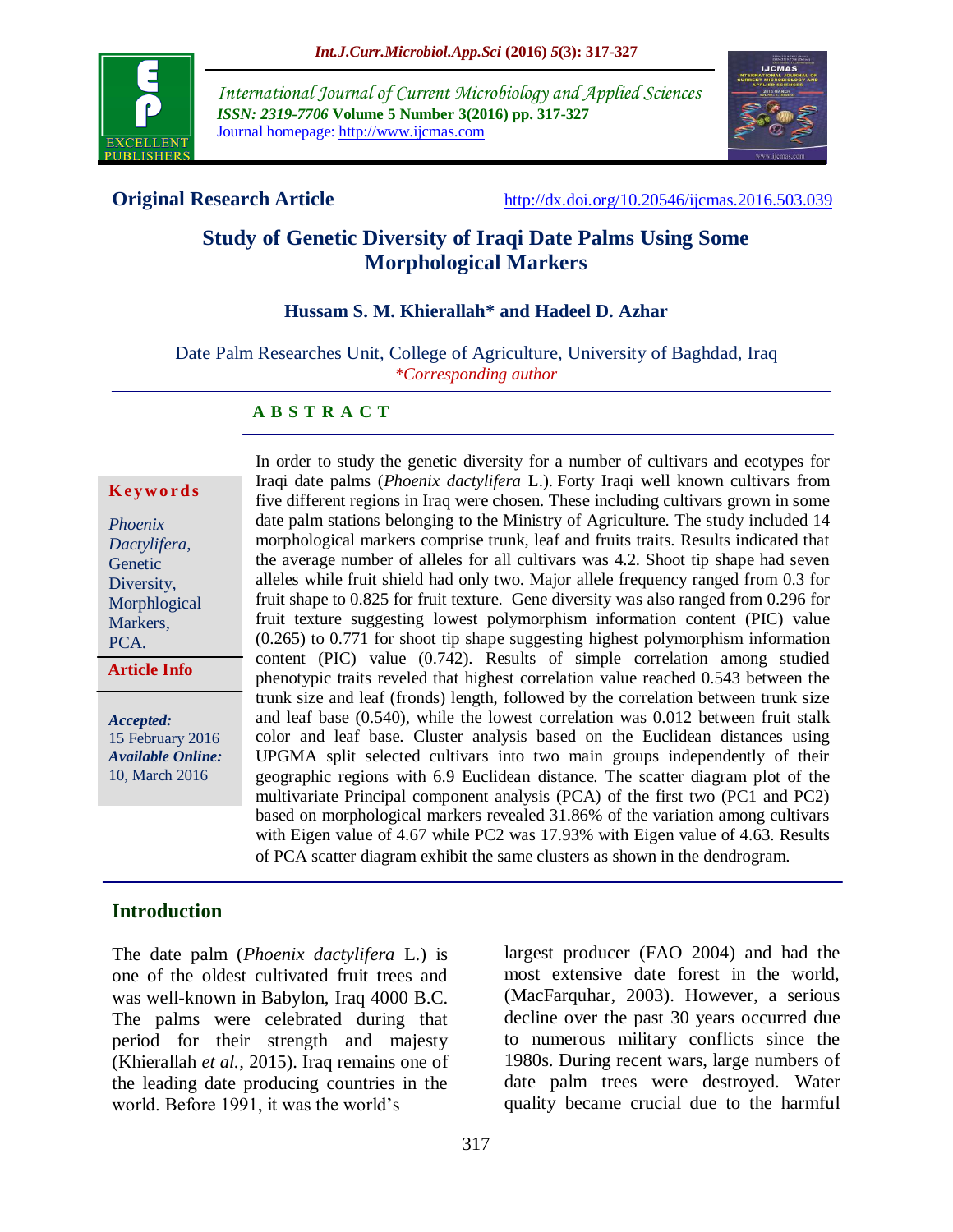Original Research Article

http://dx.doi.org/10.20546/ijcmas.2016.503.039

# Study of Genetic Diversity of Iraqi Date Palms Using Some Morphological Markers

**Hussam S. M. Khierallah* and Hadeel D. Azhar**

Date Palm Researches Unit, College of Agriculture, University of Baghdad, Iraq

*\*Corresponding author*

## ABSTRACT

**Keywords**

*Phoenix Dactylifera*, Genetic Diversity, Morphological Markers, PCA.

**Article Info**

***Accepted:*** 15 February 2016

***Available Online:*** 10, March 2016

In order to study the genetic diversity for a number of cultivars and ecotypes for Iraqi date palms (*Phoenix dactylifera* L.). Forty Iraqi well known cultivars from five different regions in Iraq were chosen. These including cultivars grown in some date palm stations belonging to the Ministry of Agriculture. The study included 14 morphological markers comprise trunk, leaf and fruits traits. Results indicated that the average number of alleles for all cultivars was 4.2. Shoot tip shape had seven alleles while fruit shield had only two. Major allele frequency ranged from 0.3 for fruit shape to 0.825 for fruit texture. Gene diversity was also ranged from 0.296 for fruit texture suggesting lowest polymorphism information content (PIC) value (0.265) to 0.771 for shoot tip shape suggesting highest polymorphism information content (PIC) value (0.742). Results of simple correlation among studied phenotypic traits reveled that highest correlation value reached 0.543 between the trunk size and leaf (fronds) length, followed by the correlation between trunk size and leaf base (0.540), while the lowest correlation was 0.012 between fruit stalk color and leaf base. Cluster analysis based on the Euclidean distances using UPGMA split selected cultivars into two main groups independently of their geographic regions with 6.9 Euclidean distance. The scatter diagram plot of the multivariate Principal component analysis (PCA) of the first two (PC1 and PC2) based on morphological markers revealed 31.86% of the variation among cultivars with Eigen value of 4.67 while PC2 was 17.93% with Eigen value of 4.63. Results of PCA scatter diagram exhibit the same clusters as shown in the dendrogram.

## Introduction

The date palm (*Phoenix dactylifera* L.) is one of the oldest cultivated fruit trees and was well-known in Babylon, Iraq 4000 B.C. The palms were celebrated during that period for their strength and majesty (Khierallah *et al.*, 2015). Iraq remains one of the leading date producing countries in the world. Before 1991, it was the world's largest producer (FAO 2004) and had the most extensive date forest in the world, (MacFarquhar, 2003). However, a serious decline over the past 30 years occurred due to numerous military conflicts since the 1980s. During recent wars, large numbers of date palm trees were destroyed. Water quality became crucial due to the harmful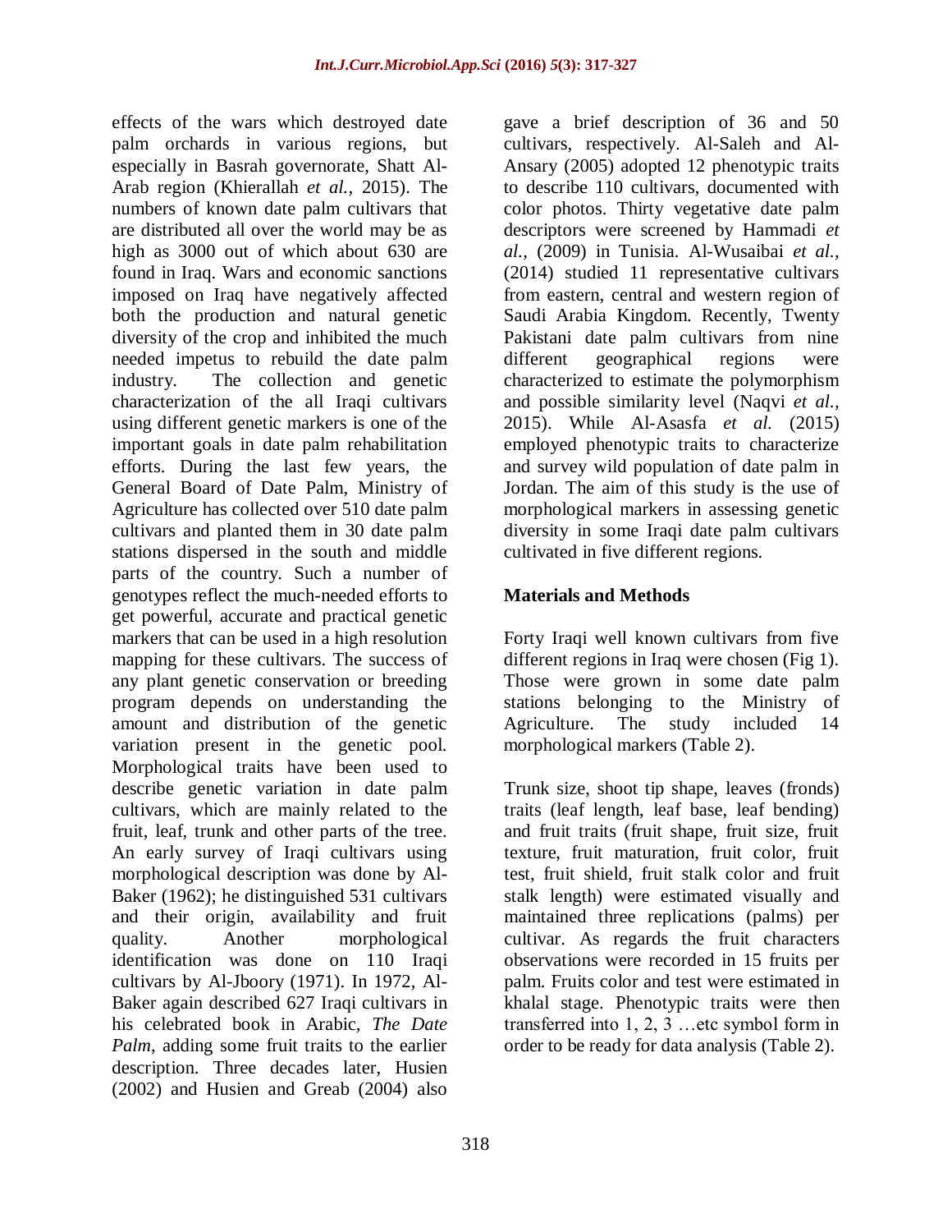effects of the wars which destroyed date palm orchards in various regions, but especially in Basrah governorate, Shatt Al-Arab region (Khierallah *et al.,* 2015). The numbers of known date palm cultivars that are distributed all over the world may be as high as 3000 out of which about 630 are found in Iraq. Wars and economic sanctions imposed on Iraq have negatively affected both the production and natural genetic diversity of the crop and inhibited the much needed impetus to rebuild the date palm industry. The collection and genetic characterization of the all Iraqi cultivars using different genetic markers is one of the important goals in date palm rehabilitation efforts. During the last few years, the General Board of Date Palm, Ministry of Agriculture has collected over 510 date palm cultivars and planted them in 30 date palm stations dispersed in the south and middle parts of the country. Such a number of genotypes reflect the much-needed efforts to get powerful, accurate and practical genetic markers that can be used in a high resolution mapping for these cultivars. The success of any plant genetic conservation or breeding program depends on understanding the amount and distribution of the genetic variation present in the genetic pool. Morphological traits have been used to describe genetic variation in date palm cultivars, which are mainly related to the fruit, leaf, trunk and other parts of the tree. An early survey of Iraqi cultivars using morphological description was done by Al-Baker (1962); he distinguished 531 cultivars and their origin, availability and fruit quality. Another morphological identification was done on 110 Iraqi cultivars by Al-Jboory (1971). In 1972, Al-Baker again described 627 Iraqi cultivars in his celebrated book in Arabic, *The Date Palm*, adding some fruit traits to the earlier description. Three decades later, Husien (2002) and Husien and Greab (2004) also gave a brief description of 36 and 50 cultivars, respectively. Al-Saleh and Al-Ansary (2005) adopted 12 phenotypic traits to describe 110 cultivars, documented with color photos. Thirty vegetative date palm descriptors were screened by Hammadi *et al.,* (2009) in Tunisia. Al-Wusaibai *et al.,* (2014) studied 11 representative cultivars from eastern, central and western region of Saudi Arabia Kingdom. Recently, Twenty Pakistani date palm cultivars from nine different geographical regions were characterized to estimate the polymorphism and possible similarity level (Naqvi *et al.,* 2015). While Al-Asasfa *et al.* (2015) employed phenotypic traits to characterize and survey wild population of date palm in Jordan. The aim of this study is the use of morphological markers in assessing genetic diversity in some Iraqi date palm cultivars cultivated in five different regions.

## Materials and Methods

Forty Iraqi well known cultivars from five different regions in Iraq were chosen (Fig 1). Those were grown in some date palm stations belonging to the Ministry of Agriculture. The study included 14 morphological markers (Table 2).

Trunk size, shoot tip shape, leaves (fronds) traits (leaf length, leaf base, leaf bending) and fruit traits (fruit shape, fruit size, fruit texture, fruit maturation, fruit color, fruit test, fruit shield, fruit stalk color and fruit stalk length) were estimated visually and maintained three replications (palms) per cultivar. As regards the fruit characters observations were recorded in 15 fruits per palm. Fruits color and test were estimated in khalal stage. Phenotypic traits were then transferred into 1, 2, 3 …etc symbol form in order to be ready for data analysis (Table 2).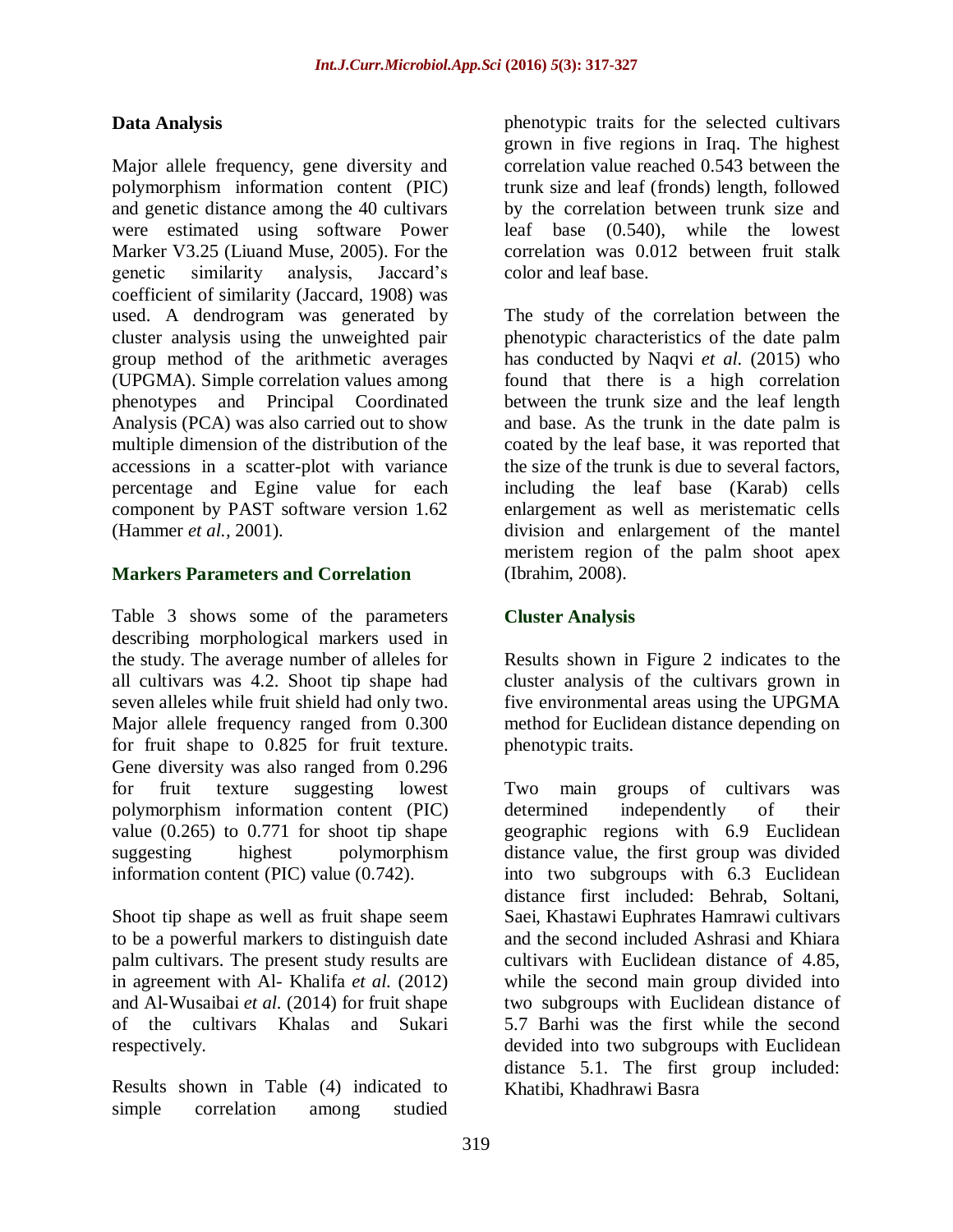### Data Analysis

Major allele frequency, gene diversity and polymorphism information content (PIC) and genetic distance among the 40 cultivars were estimated using software Power Marker V3.25 (Liuand Muse, 2005). For the genetic similarity analysis, Jaccard's coefficient of similarity (Jaccard, 1908) was used. A dendrogram was generated by cluster analysis using the unweighted pair group method of the arithmetic averages (UPGMA). Simple correlation values among phenotypes and Principal Coordinated Analysis (PCA) was also carried out to show multiple dimension of the distribution of the accessions in a scatter-plot with variance percentage and Egine value for each component by PAST software version 1.62 (Hammer *et al.,* 2001).

### Markers Parameters and Correlation

Table 3 shows some of the parameters describing morphological markers used in the study. The average number of alleles for all cultivars was 4.2. Shoot tip shape had seven alleles while fruit shield had only two. Major allele frequency ranged from 0.300 for fruit shape to 0.825 for fruit texture. Gene diversity was also ranged from 0.296 for fruit texture suggesting lowest polymorphism information content (PIC) value (0.265) to 0.771 for shoot tip shape suggesting highest polymorphism information content (PIC) value (0.742).

Shoot tip shape as well as fruit shape seem to be a powerful markers to distinguish date palm cultivars. The present study results are in agreement with Al- Khalifa *et al.* (2012) and Al-Wusaibai *et al.* (2014) for fruit shape of the cultivars Khalas and Sukari respectively.

Results shown in Table (4) indicated to simple correlation among studied phenotypic traits for the selected cultivars grown in five regions in Iraq. The highest correlation value reached 0.543 between the trunk size and leaf (fronds) length, followed by the correlation between trunk size and leaf base (0.540), while the lowest correlation was 0.012 between fruit stalk color and leaf base.

The study of the correlation between the phenotypic characteristics of the date palm has conducted by Naqvi *et al.* (2015) who found that there is a high correlation between the trunk size and the leaf length and base. As the trunk in the date palm is coated by the leaf base, it was reported that the size of the trunk is due to several factors, including the leaf base (Karab) cells enlargement as well as meristematic cells division and enlargement of the mantel meristem region of the palm shoot apex (Ibrahim, 2008).

### Cluster Analysis

Results shown in Figure 2 indicates to the cluster analysis of the cultivars grown in five environmental areas using the UPGMA method for Euclidean distance depending on phenotypic traits.

Two main groups of cultivars was determined independently of their geographic regions with 6.9 Euclidean distance value, the first group was divided into two subgroups with 6.3 Euclidean distance first included: Behrab, Soltani, Saei, Khastawi Euphrates Hamrawi cultivars and the second included Ashrasi and Khiara cultivars with Euclidean distance of 4.85, while the second main group divided into two subgroups with Euclidean distance of 5.7 Barhi was the first while the second devided into two subgroups with Euclidean distance 5.1. The first group included: Khatibi, Khadhrawi Basra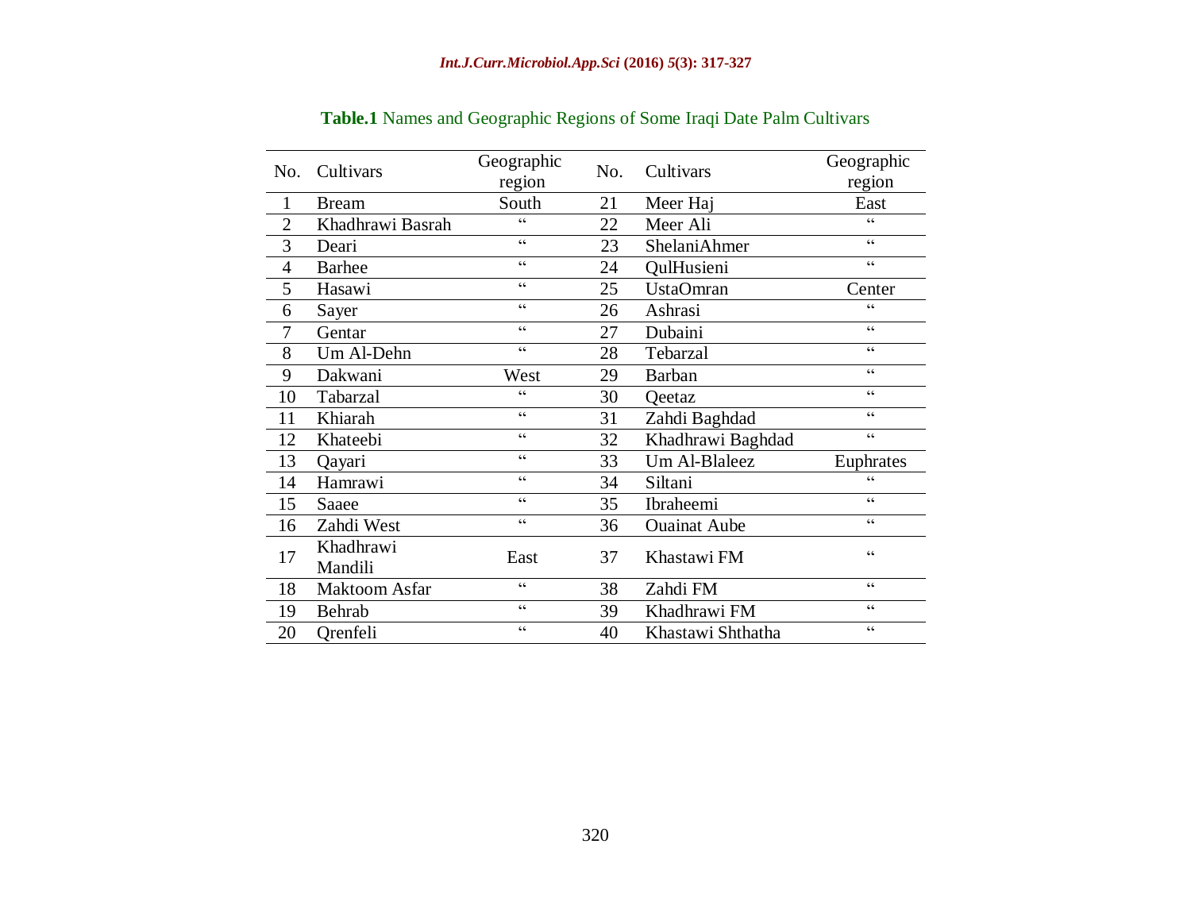**Table.1** Names and Geographic Regions of Some Iraqi Date Palm Cultivars

| No. | Cultivars | Geographic region | No. | Cultivars | Geographic region |
|---|---|---|---|---|---|
| 1 | Bream | South | 21 | Meer Haj | East |
| 2 | Khadhrawi Basrah | " | 22 | Meer Ali | " |
| 3 | Deari | " | 23 | ShelaniAhmer | " |
| 4 | Barhee | " | 24 | QulHusieni | " |
| 5 | Hasawi | " | 25 | UstaOmran | Center |
| 6 | Sayer | " | 26 | Ashrasi | " |
| 7 | Gentar | " | 27 | Dubaini | " |
| 8 | Um Al-Dehn | " | 28 | Tebarzal | " |
| 9 | Dakwani | West | 29 | Barban | " |
| 10 | Tabarzal | " | 30 | Qeetaz | " |
| 11 | Khiarah | " | 31 | Zahdi Baghdad | " |
| 12 | Khateebi | " | 32 | Khadhrawi Baghdad | " |
| 13 | Qayari | " | 33 | Um Al-Blaleez | Euphrates |
| 14 | Hamrawi | " | 34 | Siltani | " |
| 15 | Saaee | " | 35 | Ibraheemi | " |
| 16 | Zahdi West | " | 36 | Ouainat Aube | " |
| 17 | Khadhrawi Mandili | East | 37 | Khastawi FM | " |
| 18 | Maktoom Asfar | " | 38 | Zahdi FM | " |
| 19 | Behrab | " | 39 | Khadhrawi FM | " |
| 20 | Qrenfeli | " | 40 | Khastawi Shthatha | " |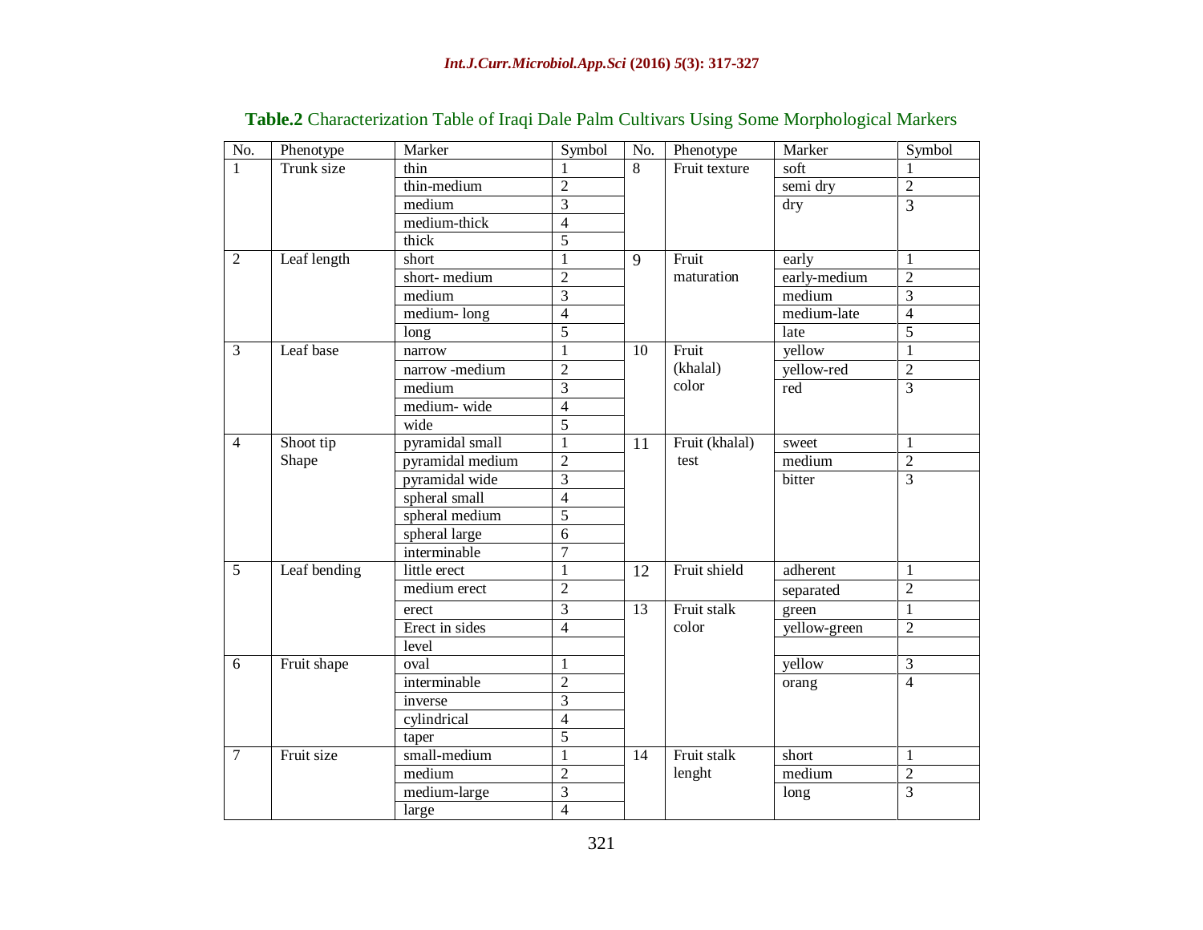**Table.2** Characterization Table of Iraqi Dale Palm Cultivars Using Some Morphological Markers

| No. | Phenotype | Marker | Symbol | No. | Phenotype | Marker | Symbol |
|---|---|---|---|---|---|---|---|
| 1 | Trunk size | thin | 1 | 8 | Fruit texture | soft | 1 |
| | | thin-medium | 2 | | | semi dry | 2 |
| | | medium | 3 | | | dry | 3 |
| | | medium-thick | 4 | | | | |
| | | thick | 5 | | | | |
| 2 | Leaf length | short | 1 | 9 | Fruit maturation | early | 1 |
| | | short- medium | 2 | | | early-medium | 2 |
| | | medium | 3 | | | medium | 3 |
| | | medium- long | 4 | | | medium-late | 4 |
| | | long | 5 | | | late | 5 |
| 3 | Leaf base | narrow | 1 | 10 | Fruit (khalal) color | yellow | 1 |
| | | narrow -medium | 2 | | | yellow-red | 2 |
| | | medium | 3 | | | red | 3 |
| | | medium- wide | 4 | | | | |
| | | wide | 5 | | | | |
| 4 | Shoot tip Shape | pyramidal small | 1 | 11 | Fruit (khalal) test | sweet | 1 |
| | | pyramidal medium | 2 | | | medium | 2 |
| | | pyramidal wide | 3 | | | bitter | 3 |
| | | spheral small | 4 | | | | |
| | | spheral medium | 5 | | | | |
| | | spheral large | 6 | | | | |
| | | interminable | 7 | | | | |
| 5 | Leaf bending | little erect | 1 | 12 | Fruit shield | adherent | 1 |
| | | medium erect | 2 | | | separated | 2 |
| | | erect | 3 | 13 | Fruit stalk color | green | 1 |
| | | Erect in sides | 4 | | | yellow-green | 2 |
| | | level | | | | | |
| 6 | Fruit shape | oval | 1 | | | yellow | 3 |
| | | interminable | 2 | | | orang | 4 |
| | | inverse | 3 | | | | |
| | | cylindrical | 4 | | | | |
| | | taper | 5 | | | | |
| 7 | Fruit size | small-medium | 1 | 14 | Fruit stalk lenght | short | 1 |
| | | medium | 2 | | | medium | 2 |
| | | medium-large | 3 | | | long | 3 |
| | | large | 4 | | | | |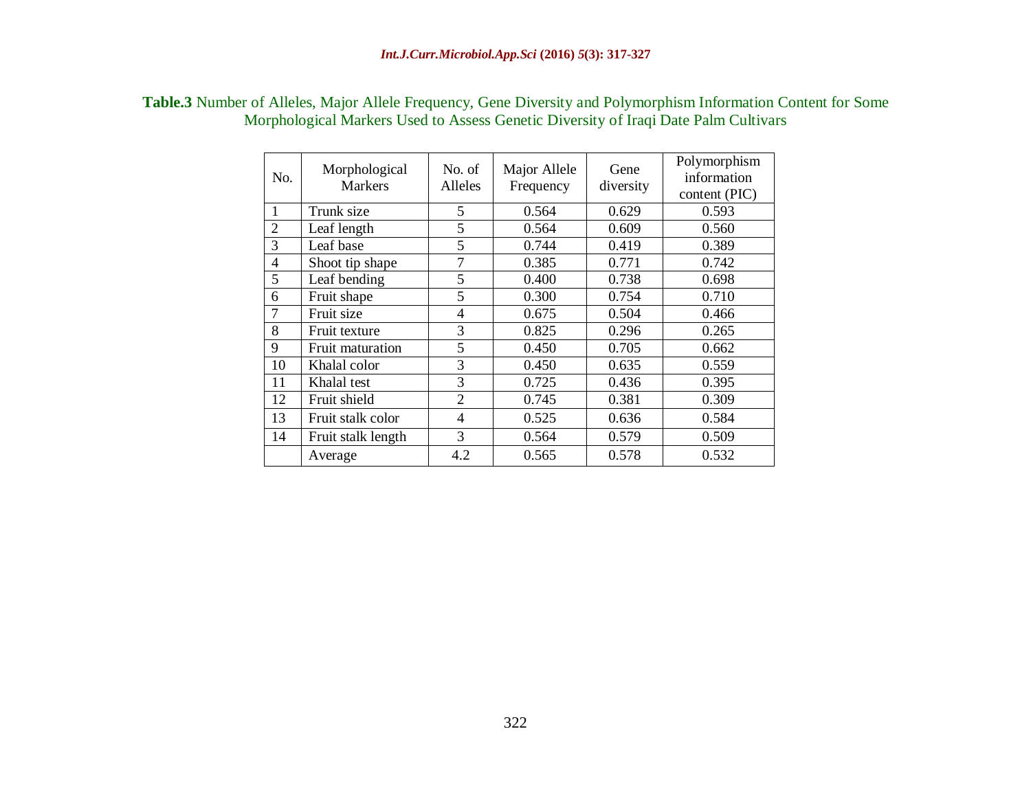**Table.3** Number of Alleles, Major Allele Frequency, Gene Diversity and Polymorphism Information Content for Some Morphological Markers Used to Assess Genetic Diversity of Iraqi Date Palm Cultivars

| No. | Morphological Markers | No. of Alleles | Major Allele Frequency | Gene diversity | Polymorphism information content (PIC) |
|---|---|---|---|---|---|
| 1 | Trunk size | 5 | 0.564 | 0.629 | 0.593 |
| 2 | Leaf length | 5 | 0.564 | 0.609 | 0.560 |
| 3 | Leaf base | 5 | 0.744 | 0.419 | 0.389 |
| 4 | Shoot tip shape | 7 | 0.385 | 0.771 | 0.742 |
| 5 | Leaf bending | 5 | 0.400 | 0.738 | 0.698 |
| 6 | Fruit shape | 5 | 0.300 | 0.754 | 0.710 |
| 7 | Fruit size | 4 | 0.675 | 0.504 | 0.466 |
| 8 | Fruit texture | 3 | 0.825 | 0.296 | 0.265 |
| 9 | Fruit maturation | 5 | 0.450 | 0.705 | 0.662 |
| 10 | Khalal color | 3 | 0.450 | 0.635 | 0.559 |
| 11 | Khalal test | 3 | 0.725 | 0.436 | 0.395 |
| 12 | Fruit shield | 2 | 0.745 | 0.381 | 0.309 |
| 13 | Fruit stalk color | 4 | 0.525 | 0.636 | 0.584 |
| 14 | Fruit stalk length | 3 | 0.564 | 0.579 | 0.509 |
| | Average | 4.2 | 0.565 | 0.578 | 0.532 |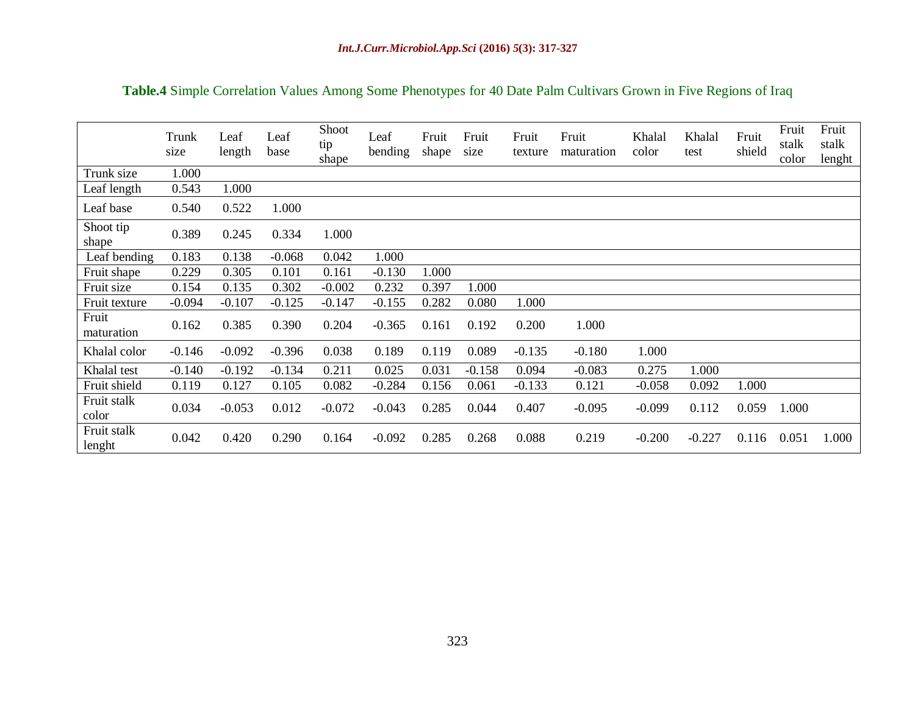**Table.4** Simple Correlation Values Among Some Phenotypes for 40 Date Palm Cultivars Grown in Five Regions of Iraq

| | Trunk size | Leaf length | Leaf base | Shoot tip shape | Leaf bending | Fruit shape | Fruit size | Fruit texture | Fruit maturation | Khalal color | Khalal test | Fruit shield | Fruit stalk color | Fruit stalk lenght |
|---|---|---|---|---|---|---|---|---|---|---|---|---|---|---|
| Trunk size | 1.000 | | | | | | | | | | | | | |
| Leaf length | 0.543 | 1.000 | | | | | | | | | | | | |
| Leaf base | 0.540 | 0.522 | 1.000 | | | | | | | | | | | |
| Shoot tip shape | 0.389 | 0.245 | 0.334 | 1.000 | | | | | | | | | | |
| Leaf bending | 0.183 | 0.138 | -0.068 | 0.042 | 1.000 | | | | | | | | | |
| Fruit shape | 0.229 | 0.305 | 0.101 | 0.161 | -0.130 | 1.000 | | | | | | | | |
| Fruit size | 0.154 | 0.135 | 0.302 | -0.002 | 0.232 | 0.397 | 1.000 | | | | | | | |
| Fruit texture | -0.094 | -0.107 | -0.125 | -0.147 | -0.155 | 0.282 | 0.080 | 1.000 | | | | | | |
| Fruit maturation | 0.162 | 0.385 | 0.390 | 0.204 | -0.365 | 0.161 | 0.192 | 0.200 | 1.000 | | | | | |
| Khalal color | -0.146 | -0.092 | -0.396 | 0.038 | 0.189 | 0.119 | 0.089 | -0.135 | -0.180 | 1.000 | | | | |
| Khalal test | -0.140 | -0.192 | -0.134 | 0.211 | 0.025 | 0.031 | -0.158 | 0.094 | -0.083 | 0.275 | 1.000 | | | |
| Fruit shield | 0.119 | 0.127 | 0.105 | 0.082 | -0.284 | 0.156 | 0.061 | -0.133 | 0.121 | -0.058 | 0.092 | 1.000 | | |
| Fruit stalk color | 0.034 | -0.053 | 0.012 | -0.072 | -0.043 | 0.285 | 0.044 | 0.407 | -0.095 | -0.099 | 0.112 | 0.059 | 1.000 | |
| Fruit stalk lenght | 0.042 | 0.420 | 0.290 | 0.164 | -0.092 | 0.285 | 0.268 | 0.088 | 0.219 | -0.200 | -0.227 | 0.116 | 0.051 | 1.000 |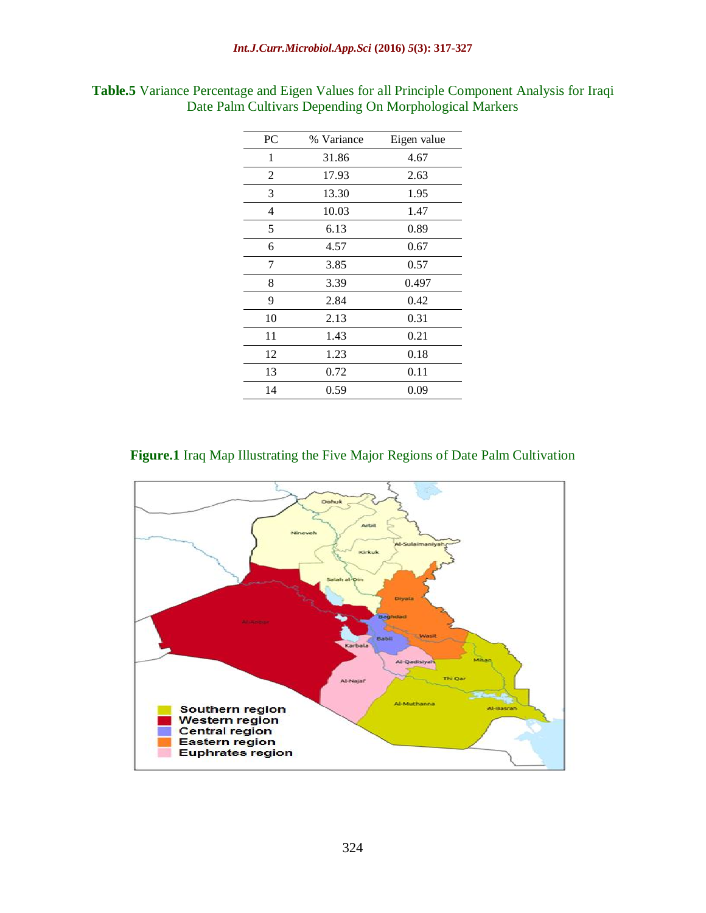**Table.5** Variance Percentage and Eigen Values for all Principle Component Analysis for Iraqi Date Palm Cultivars Depending On Morphological Markers

| PC | % Variance | Eigen value |
|---|---|---|
| 1 | 31.86 | 4.67 |
| 2 | 17.93 | 2.63 |
| 3 | 13.30 | 1.95 |
| 4 | 10.03 | 1.47 |
| 5 | 6.13 | 0.89 |
| 6 | 4.57 | 0.67 |
| 7 | 3.85 | 0.57 |
| 8 | 3.39 | 0.497 |
| 9 | 2.84 | 0.42 |
| 10 | 2.13 | 0.31 |
| 11 | 1.43 | 0.21 |
| 12 | 1.23 | 0.18 |
| 13 | 0.72 | 0.11 |
| 14 | 0.59 | 0.09 |

**Figure.1** Iraq Map Illustrating the Five Major Regions of Date Palm Cultivation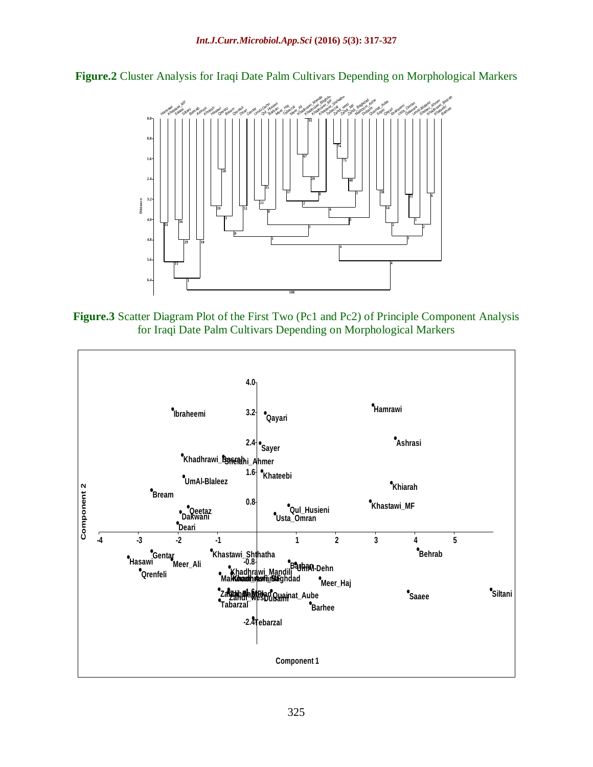**Figure.2** Cluster Analysis for Iraqi Date Palm Cultivars Depending on Morphological Markers

**Figure.3** Scatter Diagram Plot of the First Two (Pc1 and Pc2) of Principle Component Analysis for Iraqi Date Palm Cultivars Depending on Morphological Markers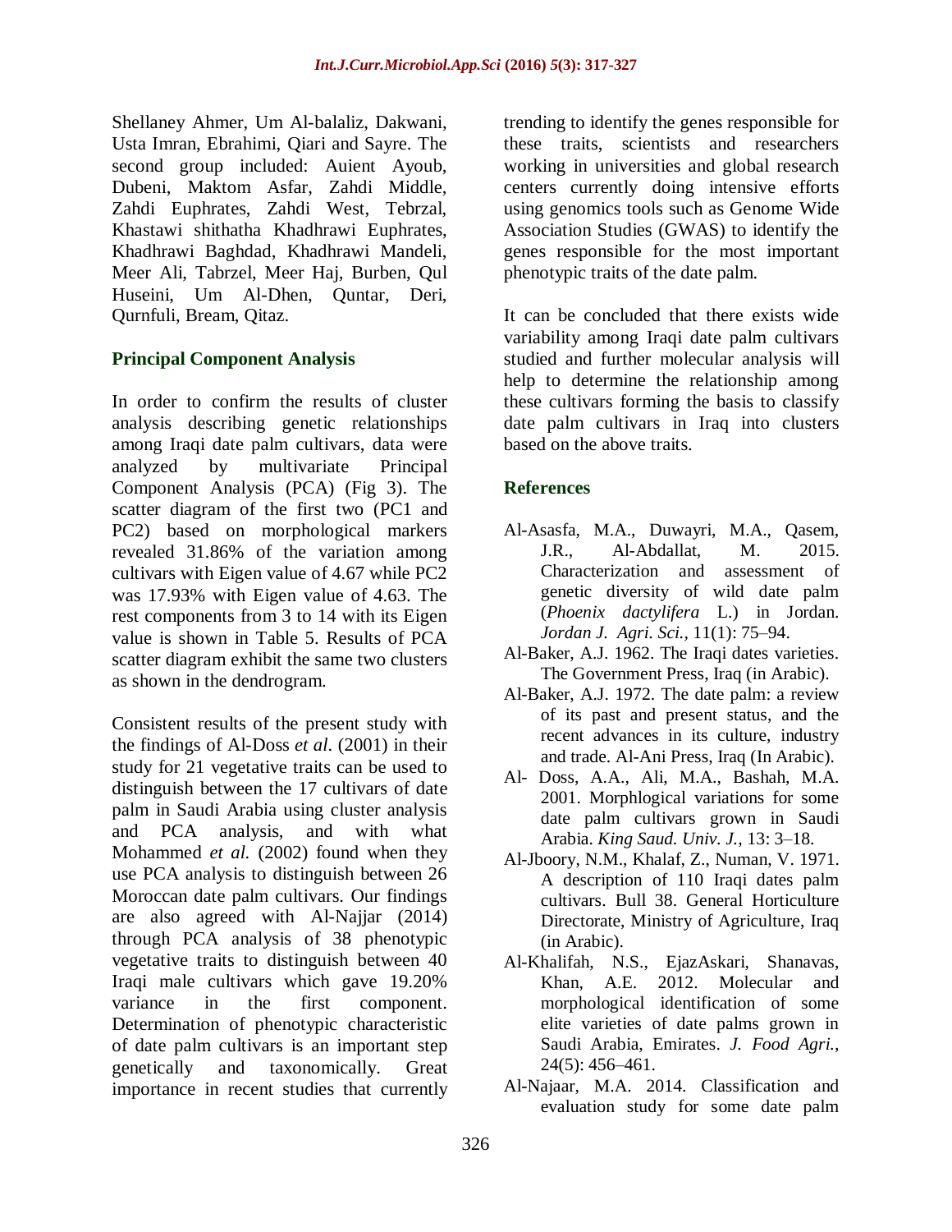Shellaney Ahmer, Um Al-balaliz, Dakwani, Usta Imran, Ebrahimi, Qiari and Sayre. The second group included: Auient Ayoub, Dubeni, Maktom Asfar, Zahdi Middle, Zahdi Euphrates, Zahdi West, Tebrzal, Khastawi shithatha Khadhrawi Euphrates, Khadhrawi Baghdad, Khadhrawi Mandeli, Meer Ali, Tabrzel, Meer Haj, Burben, Qul Huseini, Um Al-Dhen, Quntar, Deri, Qurnfuli, Bream, Qitaz.

## Principal Component Analysis

In order to confirm the results of cluster analysis describing genetic relationships among Iraqi date palm cultivars, data were analyzed by multivariate Principal Component Analysis (PCA) (Fig 3). The scatter diagram of the first two (PC1 and PC2) based on morphological markers revealed 31.86% of the variation among cultivars with Eigen value of 4.67 while PC2 was 17.93% with Eigen value of 4.63. The rest components from 3 to 14 with its Eigen value is shown in Table 5. Results of PCA scatter diagram exhibit the same two clusters as shown in the dendrogram.

Consistent results of the present study with the findings of Al-Doss *et al*. (2001) in their study for 21 vegetative traits can be used to distinguish between the 17 cultivars of date palm in Saudi Arabia using cluster analysis and PCA analysis, and with what Mohammed *et al.* (2002) found when they use PCA analysis to distinguish between 26 Moroccan date palm cultivars. Our findings are also agreed with Al-Najjar (2014) through PCA analysis of 38 phenotypic vegetative traits to distinguish between 40 Iraqi male cultivars which gave 19.20% variance in the first component. Determination of phenotypic characteristic of date palm cultivars is an important step genetically and taxonomically. Great importance in recent studies that currently trending to identify the genes responsible for these traits, scientists and researchers working in universities and global research centers currently doing intensive efforts using genomics tools such as Genome Wide Association Studies (GWAS) to identify the genes responsible for the most important phenotypic traits of the date palm.

It can be concluded that there exists wide variability among Iraqi date palm cultivars studied and further molecular analysis will help to determine the relationship among these cultivars forming the basis to classify date palm cultivars in Iraq into clusters based on the above traits.

## References

- Al-Asasfa, M.A., Duwayri, M.A., Qasem, J.R., Al-Abdallat, M. 2015. Characterization and assessment of genetic diversity of wild date palm (*Phoenix dactylifera* L.) in Jordan. *Jordan J. Agri. Sci.,* 11(1): 75–94.
- Al-Baker, A.J. 1962. The Iraqi dates varieties. The Government Press, Iraq (in Arabic).
- Al-Baker, A.J. 1972. The date palm: a review of its past and present status, and the recent advances in its culture, industry and trade. Al-Ani Press, Iraq (In Arabic).
- Al- Doss, A.A., Ali, M.A., Bashah, M.A. 2001. Morphlogical variations for some date palm cultivars grown in Saudi Arabia. *King Saud. Univ. J.,* 13: 3–18.
- Al-Jboory, N.M., Khalaf, Z., Numan, V. 1971. A description of 110 Iraqi dates palm cultivars. Bull 38. General Horticulture Directorate, Ministry of Agriculture, Iraq (in Arabic).
- Al-Khalifah, N.S., EjazAskari, Shanavas, Khan, A.E. 2012. Molecular and morphological identification of some elite varieties of date palms grown in Saudi Arabia, Emirates. *J. Food Agri.,* 24(5): 456–461.
- Al-Najaar, M.A. 2014. Classification and evaluation study for some date palm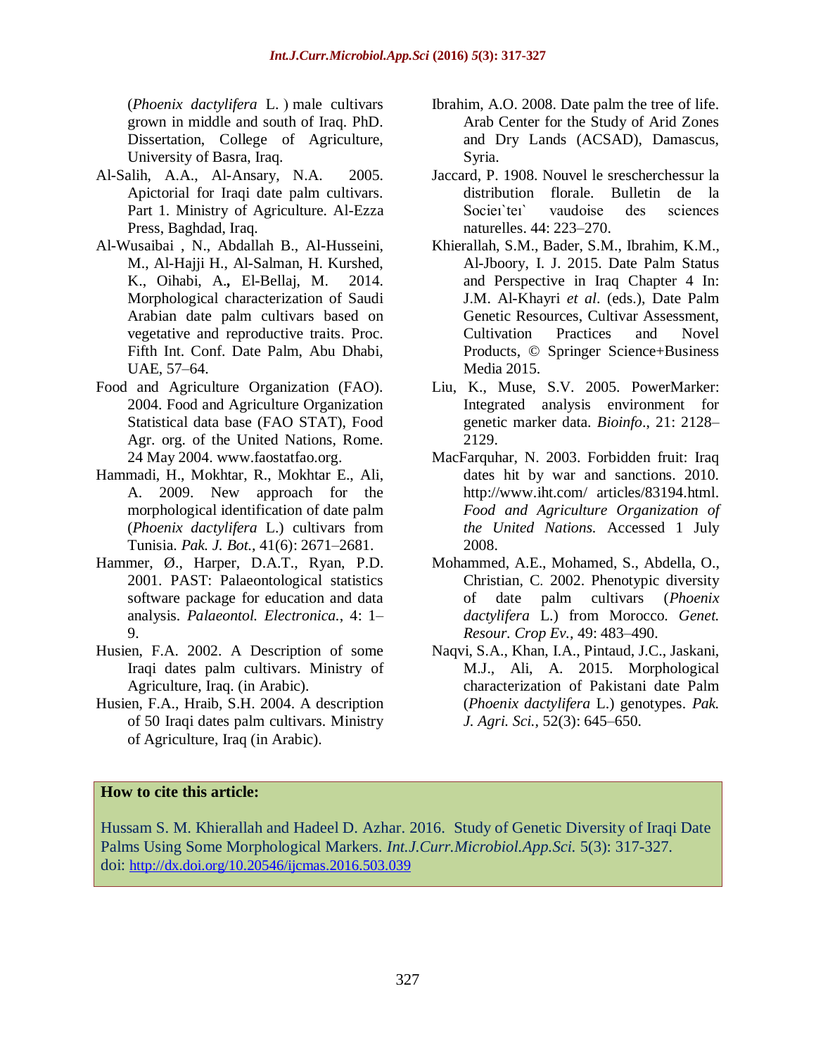(*Phoenix dactylifera* L. ) male cultivars grown in middle and south of Iraq. PhD. Dissertation, College of Agriculture, University of Basra, Iraq.

Al-Salih, A.A., Al-Ansary, N.A. 2005. Apictorial for Iraqi date palm cultivars. Part 1. Ministry of Agriculture. Al-Ezza Press, Baghdad, Iraq.

Al-Wusaibai , N., Abdallah B., Al-Husseini, M., Al-Hajji H., Al-Salman, H. Kurshed, K., Oihabi, A.**,** El-Bellaj, M. 2014. Morphological characterization of Saudi Arabian date palm cultivars based on vegetative and reproductive traits. Proc. Fifth Int. Conf. Date Palm, Abu Dhabi, UAE, 57–64.

Food and Agriculture Organization (FAO). 2004. Food and Agriculture Organization Statistical data base (FAO STAT), Food Agr. org. of the United Nations, Rome. 24 May 2004. www.faostatfao.org.

Hammadi, H., Mokhtar, R., Mokhtar E., Ali, A. 2009. New approach for the morphological identification of date palm (*Phoenix dactylifera* L.) cultivars from Tunisia. *Pak. J. Bot.,* 41(6): 2671–2681.

Hammer, Ø., Harper, D.A.T., Ryan, P.D. 2001. PAST: Palaeontological statistics software package for education and data analysis. *Palaeontol. Electronica.,* 4: 1–9.

Husien, F.A. 2002. A Description of some Iraqi dates palm cultivars. Ministry of Agriculture, Iraq. (in Arabic).

Husien, F.A., Hraib, S.H. 2004. A description of 50 Iraqi dates palm cultivars. Ministry of Agriculture, Iraq (in Arabic).

Ibrahim, A.O. 2008. Date palm the tree of life. Arab Center for the Study of Arid Zones and Dry Lands (ACSAD), Damascus, Syria.

Jaccard, P. 1908. Nouvel le srescherchessur la distribution florale. Bulletin de la Socieı`teı` vaudoise des sciences naturelles. 44: 223–270.

Khierallah, S.M., Bader, S.M., Ibrahim, K.M., Al-Jboory, I. J. 2015. Date Palm Status and Perspective in Iraq Chapter 4 In: J.M. Al-Khayri *et al*. (eds.), Date Palm Genetic Resources, Cultivar Assessment, Cultivation Practices and Novel Products, © Springer Science+Business Media 2015.

Liu, K., Muse, S.V. 2005. PowerMarker: Integrated analysis environment for genetic marker data. *Bioinfo*., 21: 2128–2129.

MacFarquhar, N. 2003. Forbidden fruit: Iraq dates hit by war and sanctions. 2010. http://www.iht.com/ articles/83194.html. *Food and Agriculture Organization of the United Nations.* Accessed 1 July 2008.

Mohammed, A.E., Mohamed, S., Abdella, O., Christian, C. 2002. Phenotypic diversity of date palm cultivars (*Phoenix dactylifera* L.) from Morocco. *Genet. Resour. Crop Ev.,* 49: 483–490.

Naqvi, S.A., Khan, I.A., Pintaud, J.C., Jaskani, M.J., Ali, A. 2015. Morphological characterization of Pakistani date Palm (*Phoenix dactylifera* L.) genotypes. *Pak. J. Agri. Sci.,* 52(3): 645–650.

**How to cite this article:**

Hussam S. M. Khierallah and Hadeel D. Azhar. 2016. Study of Genetic Diversity of Iraqi Date Palms Using Some Morphological Markers. *Int.J.Curr.Microbiol.App.Sci.* 5(3): 317-327.
doi: http://dx.doi.org/10.20546/ijcmas.2016.503.039